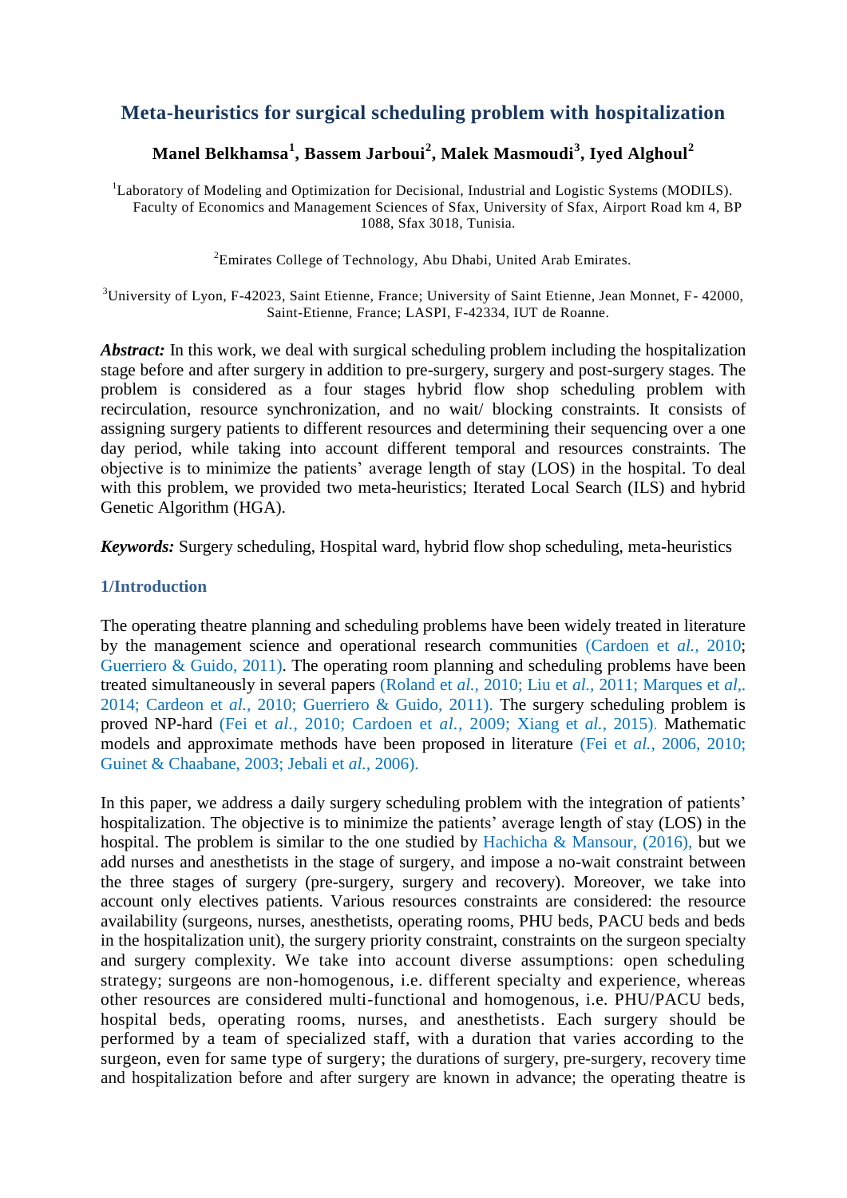# Meta-heuristics for surgical scheduling problem with hospitalization

**Manel Belkhamsa[1], Bassem Jarboui[2], Malek Masmoudi[3], Iyed Alghoul[2]**

[1]Laboratory of Modeling and Optimization for Decisional, Industrial and Logistic Systems (MODILS). Faculty of Economics and Management Sciences of Sfax, University of Sfax, Airport Road km 4, BP 1088, Sfax 3018, Tunisia.

[2]Emirates College of Technology, Abu Dhabi, United Arab Emirates.

[3]University of Lyon, F-42023, Saint Etienne, France; University of Saint Etienne, Jean Monnet, F- 42000, Saint-Etienne, France; LASPI, F-42334, IUT de Roanne.

***Abstract:*** In this work, we deal with surgical scheduling problem including the hospitalization stage before and after surgery in addition to pre-surgery, surgery and post-surgery stages. The problem is considered as a four stages hybrid flow shop scheduling problem with recirculation, resource synchronization, and no wait/ blocking constraints. It consists of assigning surgery patients to different resources and determining their sequencing over a one day period, while taking into account different temporal and resources constraints. The objective is to minimize the patients' average length of stay (LOS) in the hospital. To deal with this problem, we provided two meta-heuristics; Iterated Local Search (ILS) and hybrid Genetic Algorithm (HGA).

***Keywords:*** Surgery scheduling, Hospital ward, hybrid flow shop scheduling, meta-heuristics

## 1/Introduction

The operating theatre planning and scheduling problems have been widely treated in literature by the management science and operational research communities (Cardoen et *al.,* 2010; Guerriero & Guido, 2011). The operating room planning and scheduling problems have been treated simultaneously in several papers (Roland et *al.,* 2010; Liu et *al.,* 2011; Marques et *al,*. 2014; Cardeon et *al.,* 2010; Guerriero & Guido, 2011). The surgery scheduling problem is proved NP-hard (Fei et *al.,* 2010; Cardoen et *al.,* 2009; Xiang et *al.,* 2015). Mathematic models and approximate methods have been proposed in literature (Fei et *al.,* 2006, 2010; Guinet & Chaabane, 2003; Jebali et *al.,* 2006).

In this paper, we address a daily surgery scheduling problem with the integration of patients' hospitalization. The objective is to minimize the patients' average length of stay (LOS) in the hospital. The problem is similar to the one studied by Hachicha & Mansour, (2016), but we add nurses and anesthetists in the stage of surgery, and impose a no-wait constraint between the three stages of surgery (pre-surgery, surgery and recovery). Moreover, we take into account only electives patients. Various resources constraints are considered: the resource availability (surgeons, nurses, anesthetists, operating rooms, PHU beds, PACU beds and beds in the hospitalization unit), the surgery priority constraint, constraints on the surgeon specialty and surgery complexity. We take into account diverse assumptions: open scheduling strategy; surgeons are non-homogenous, i.e. different specialty and experience, whereas other resources are considered multi-functional and homogenous, i.e. PHU/PACU beds, hospital beds, operating rooms, nurses, and anesthetists. Each surgery should be performed by a team of specialized staff, with a duration that varies according to the surgeon, even for same type of surgery; the durations of surgery, pre-surgery, recovery time and hospitalization before and after surgery are known in advance; the operating theatre is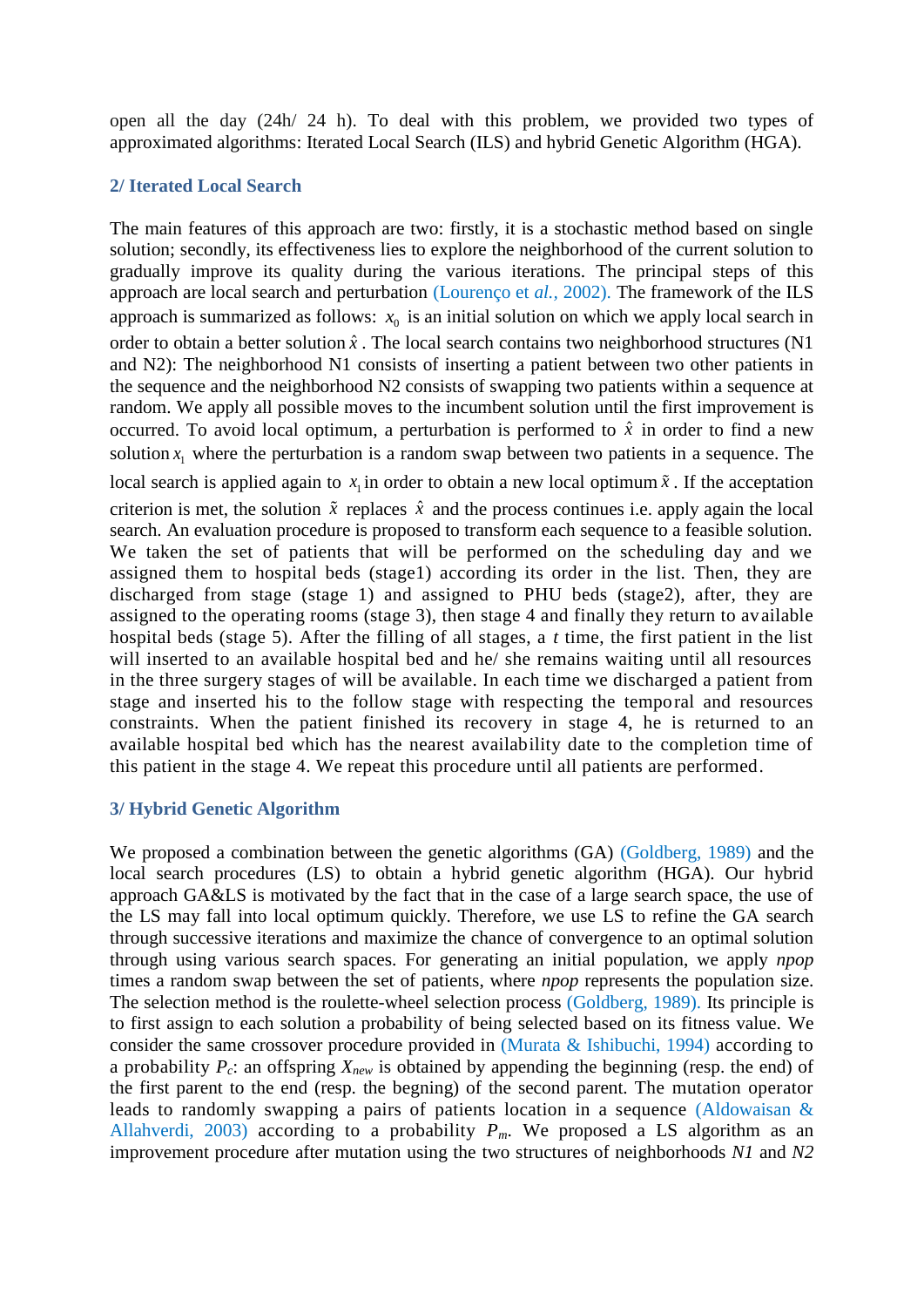open all the day (24h/ 24 h). To deal with this problem, we provided two types of approximated algorithms: Iterated Local Search (ILS) and hybrid Genetic Algorithm (HGA).

## 2/ Iterated Local Search

The main features of this approach are two: firstly, it is a stochastic method based on single solution; secondly, its effectiveness lies to explore the neighborhood of the current solution to gradually improve its quality during the various iterations. The principal steps of this approach are local search and perturbation (Lourenço et *al.*, 2002). The framework of the ILS approach is summarized as follows: $x_0$ is an initial solution on which we apply local search in order to obtain a better solution $\hat{x}$. The local search contains two neighborhood structures (N1 and N2): The neighborhood N1 consists of inserting a patient between two other patients in the sequence and the neighborhood N2 consists of swapping two patients within a sequence at random. We apply all possible moves to the incumbent solution until the first improvement is occurred. To avoid local optimum, a perturbation is performed to $\hat{x}$ in order to find a new solution $x_1$ where the perturbation is a random swap between two patients in a sequence. The local search is applied again to $x_1$ in order to obtain a new local optimum $\tilde{x}$. If the acceptation criterion is met, the solution $\tilde{x}$ replaces $\hat{x}$ and the process continues i.e. apply again the local search. An evaluation procedure is proposed to transform each sequence to a feasible solution. We taken the set of patients that will be performed on the scheduling day and we assigned them to hospital beds (stage1) according its order in the list. Then, they are discharged from stage (stage 1) and assigned to PHU beds (stage2), after, they are assigned to the operating rooms (stage 3), then stage 4 and finally they return to available hospital beds (stage 5). After the filling of all stages, a $t$ time, the first patient in the list will inserted to an available hospital bed and he/ she remains waiting until all resources in the three surgery stages of will be available. In each time we discharged a patient from stage and inserted his to the follow stage with respecting the temporal and resources constraints. When the patient finished its recovery in stage 4, he is returned to an available hospital bed which has the nearest availability date to the completion time of this patient in the stage 4. We repeat this procedure until all patients are performed.

## 3/ Hybrid Genetic Algorithm

We proposed a combination between the genetic algorithms (GA) (Goldberg, 1989) and the local search procedures (LS) to obtain a hybrid genetic algorithm (HGA). Our hybrid approach GA&LS is motivated by the fact that in the case of a large search space, the use of the LS may fall into local optimum quickly. Therefore, we use LS to refine the GA search through successive iterations and maximize the chance of convergence to an optimal solution through using various search spaces. For generating an initial population, we apply *npop* times a random swap between the set of patients, where *npop* represents the population size. The selection method is the roulette-wheel selection process (Goldberg, 1989). Its principle is to first assign to each solution a probability of being selected based on its fitness value. We consider the same crossover procedure provided in (Murata & Ishibuchi, 1994) according to a probability $P_c$: an offspring $X_{new}$ is obtained by appending the beginning (resp. the end) of the first parent to the end (resp. the begning) of the second parent. The mutation operator leads to randomly swapping a pairs of patients location in a sequence (Aldowaisan & Allahverdi, 2003) according to a probability $P_m$. We proposed a LS algorithm as an improvement procedure after mutation using the two structures of neighborhoods *N1* and *N2*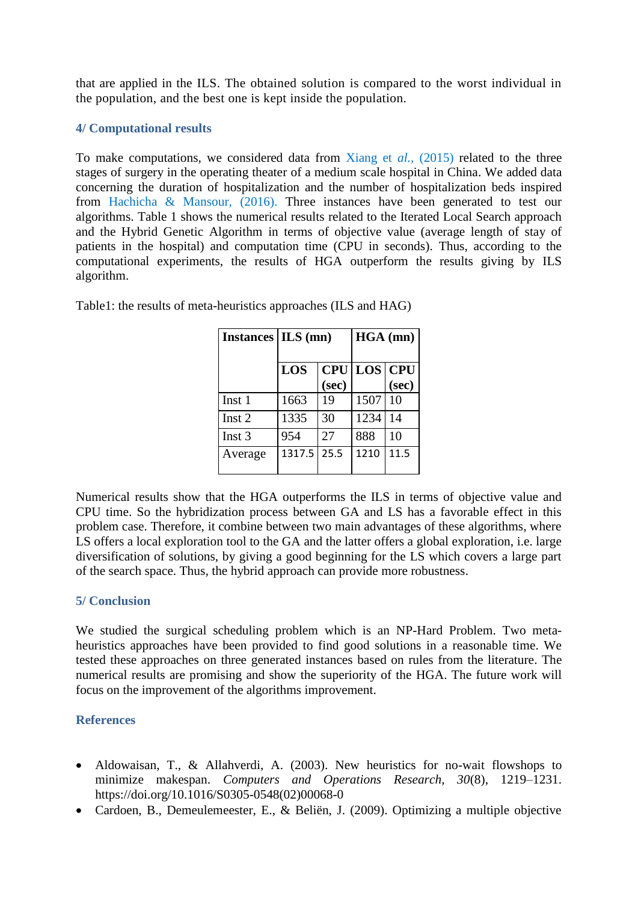that are applied in the ILS. The obtained solution is compared to the worst individual in the population, and the best one is kept inside the population.

## 4/ Computational results

To make computations, we considered data from Xiang et *al.,* (2015) related to the three stages of surgery in the operating theater of a medium scale hospital in China. We added data concerning the duration of hospitalization and the number of hospitalization beds inspired from Hachicha & Mansour, (2016). Three instances have been generated to test our algorithms. Table 1 shows the numerical results related to the Iterated Local Search approach and the Hybrid Genetic Algorithm in terms of objective value (average length of stay of patients in the hospital) and computation time (CPU in seconds). Thus, according to the computational experiments, the results of HGA outperform the results giving by ILS algorithm.

Table1: the results of meta-heuristics approaches (ILS and HAG)

| **Instances** | **ILS (mn)** | | **HGA (mn)** | |
|---|---|---|---|---|
| | **LOS** | **CPU (sec)** | **LOS** | **CPU (sec)** |
| Inst 1 | 1663 | 19 | 1507 | 10 |
| Inst 2 | 1335 | 30 | 1234 | 14 |
| Inst 3 | 954 | 27 | 888 | 10 |
| Average | 1317.5 | 25.5 | 1210 | 11.5 |

Numerical results show that the HGA outperforms the ILS in terms of objective value and CPU time. So the hybridization process between GA and LS has a favorable effect in this problem case. Therefore, it combine between two main advantages of these algorithms, where LS offers a local exploration tool to the GA and the latter offers a global exploration, i.e. large diversification of solutions, by giving a good beginning for the LS which covers a large part of the search space. Thus, the hybrid approach can provide more robustness.

## 5/ Conclusion

We studied the surgical scheduling problem which is an NP-Hard Problem. Two meta-heuristics approaches have been provided to find good solutions in a reasonable time. We tested these approaches on three generated instances based on rules from the literature. The numerical results are promising and show the superiority of the HGA. The future work will focus on the improvement of the algorithms improvement.

## References

- Aldowaisan, T., & Allahverdi, A. (2003). New heuristics for no-wait flowshops to minimize makespan. *Computers and Operations Research*, *30*(8), 1219–1231. https://doi.org/10.1016/S0305-0548(02)00068-0
- Cardoen, B., Demeulemeester, E., & Beliën, J. (2009). Optimizing a multiple objective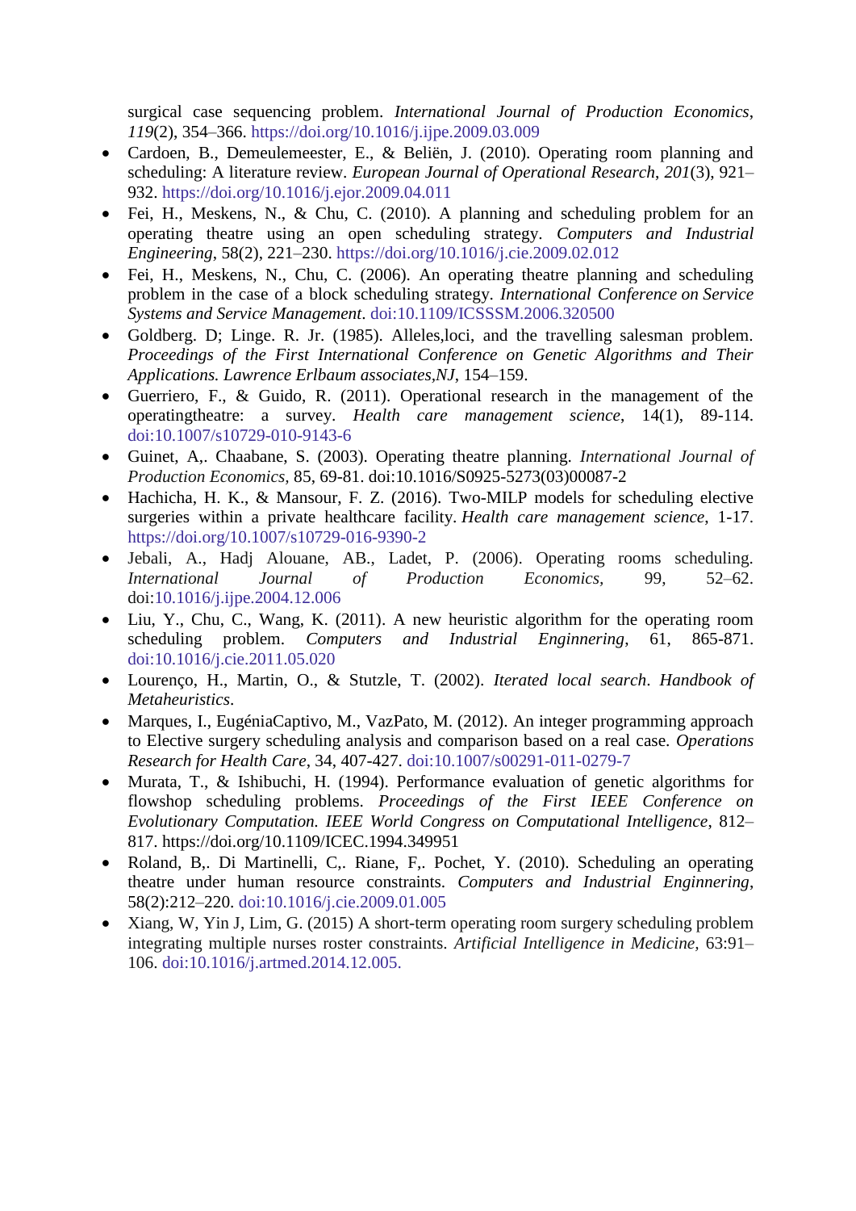surgical case sequencing problem. *International Journal of Production Economics*, *119*(2), 354–366. https://doi.org/10.1016/j.ijpe.2009.03.009

- Cardoen, B., Demeulemeester, E., & Beliën, J. (2010). Operating room planning and scheduling: A literature review. *European Journal of Operational Research*, *201*(3), 921–932. https://doi.org/10.1016/j.ejor.2009.04.011
- Fei, H., Meskens, N., & Chu, C. (2010). A planning and scheduling problem for an operating theatre using an open scheduling strategy. *Computers and Industrial Engineering*, 58(2), 221–230. https://doi.org/10.1016/j.cie.2009.02.012
- Fei, H., Meskens, N., Chu, C. (2006). An operating theatre planning and scheduling problem in the case of a block scheduling strategy. *International Conference on Service Systems and Service Management*. doi:10.1109/ICSSSM.2006.320500
- Goldberg. D; Linge. R. Jr. (1985). Alleles,loci, and the travelling salesman problem. *Proceedings of the First International Conference on Genetic Algorithms and Their Applications. Lawrence Erlbaum associates,NJ*, 154–159.
- Guerriero, F., & Guido, R. (2011). Operational research in the management of the operatingtheatre: a survey. *Health care management science*, 14(1), 89-114. doi:10.1007/s10729-010-9143-6
- Guinet, A,. Chaabane, S. (2003). Operating theatre planning. *International Journal of Production Economics*, 85, 69-81. doi:10.1016/S0925-5273(03)00087-2
- Hachicha, H. K., & Mansour, F. Z. (2016). Two-MILP models for scheduling elective surgeries within a private healthcare facility. *Health care management science*, 1-17. https://doi.org/10.1007/s10729-016-9390-2
- Jebali, A., Hadj Alouane, AB., Ladet, P. (2006). Operating rooms scheduling. *International Journal of Production Economics*, 99, 52–62. doi:10.1016/j.ijpe.2004.12.006
- Liu, Y., Chu, C., Wang, K. (2011). A new heuristic algorithm for the operating room scheduling problem. *Computers and Industrial Enginnering*, 61, 865-871. doi:10.1016/j.cie.2011.05.020
- Lourenço, H., Martin, O., & Stutzle, T. (2002). *Iterated local search*. *Handbook of Metaheuristics*.
- Marques, I., EugéniaCaptivo, M., VazPato, M. (2012). An integer programming approach to Elective surgery scheduling analysis and comparison based on a real case. *Operations Research for Health Care*, 34, 407-427. doi:10.1007/s00291-011-0279-7
- Murata, T., & Ishibuchi, H. (1994). Performance evaluation of genetic algorithms for flowshop scheduling problems. *Proceedings of the First IEEE Conference on Evolutionary Computation. IEEE World Congress on Computational Intelligence*, 812–817. https://doi.org/10.1109/ICEC.1994.349951
- Roland, B,. Di Martinelli, C,. Riane, F,. Pochet, Y. (2010). Scheduling an operating theatre under human resource constraints. *Computers and Industrial Enginnering*, 58(2):212–220. doi:10.1016/j.cie.2009.01.005
- Xiang, W, Yin J, Lim, G. (2015) A short-term operating room surgery scheduling problem integrating multiple nurses roster constraints. *Artificial Intelligence in Medicine*, 63:91–106. doi:10.1016/j.artmed.2014.12.005.